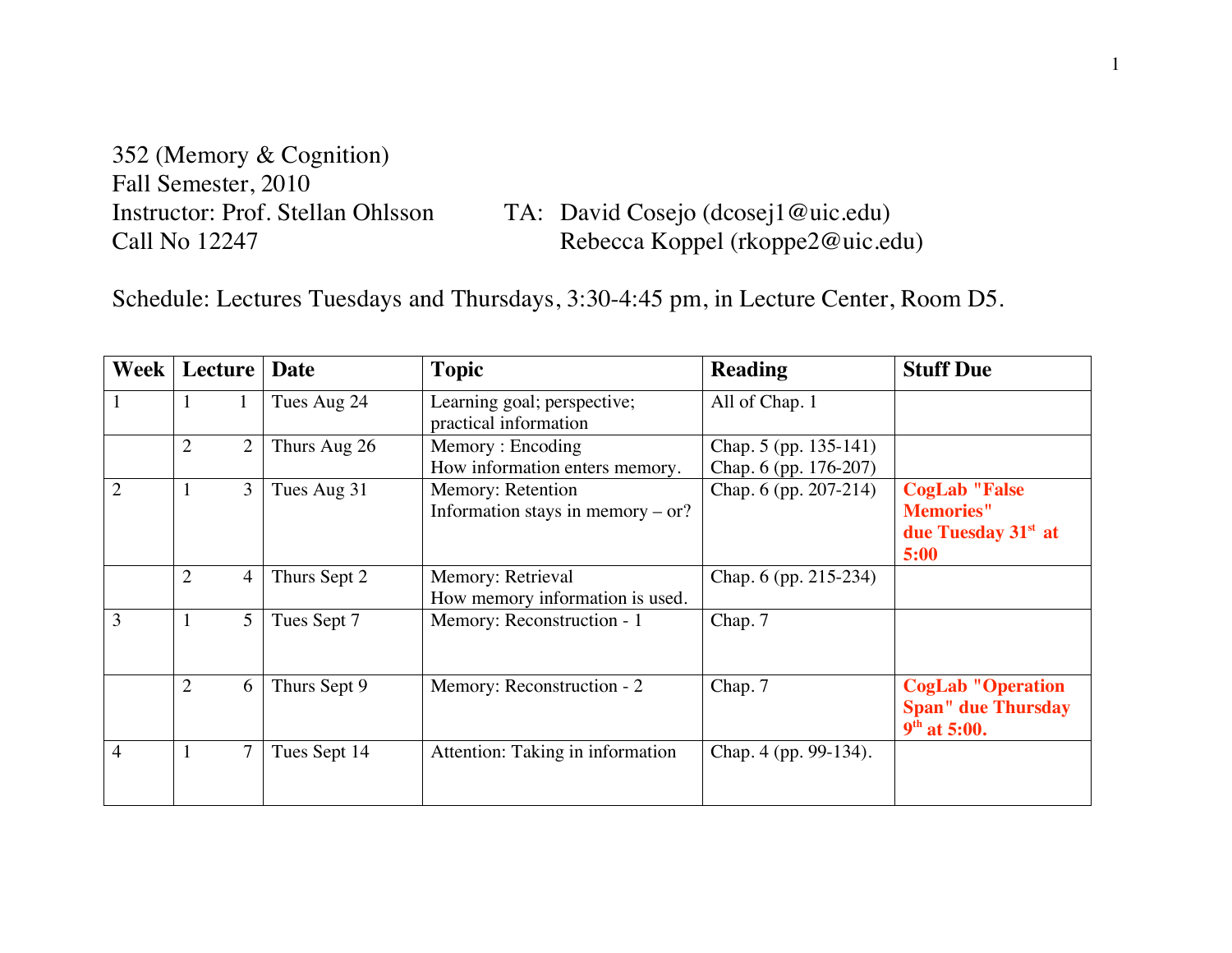352 (Memory & Cognition)
Fall Semester, 2010
Instructor: Prof. Stellan Ohlsson
Call No 12247

TA: David Cosejo (dcosej1@uic.edu)
Rebecca Koppel (rkoppe2@uic.edu)

Schedule: Lectures Tuesdays and Thursdays, 3:30-4:45 pm, in Lecture Center, Room D5.

| Week | Lecture | | Date | Topic | Reading | Stuff Due |
|---|---|---|---|---|---|---|
| 1 | 1 | 1 | Tues Aug 24 | Learning goal; perspective; practical information | All of Chap. 1 | |
| | 2 | 2 | Thurs Aug 26 | Memory : Encoding<br>How information enters memory. | Chap. 5 (pp. 135-141)<br>Chap. 6 (pp. 176-207) | |
| 2 | 1 | 3 | Tues Aug 31 | Memory: Retention<br>Information stays in memory – or? | Chap. 6 (pp. 207-214) | **CogLab "False Memories" due Tuesday 31st at 5:00** |
| | 2 | 4 | Thurs Sept 2 | Memory: Retrieval<br>How memory information is used. | Chap. 6 (pp. 215-234) | |
| 3 | 1 | 5 | Tues Sept 7 | Memory: Reconstruction - 1 | Chap. 7 | |
| | 2 | 6 | Thurs Sept 9 | Memory: Reconstruction - 2 | Chap. 7 | **CogLab "Operation Span" due Thursday 9th at 5:00.** |
| 4 | 1 | 7 | Tues Sept 14 | Attention: Taking in information | Chap. 4 (pp. 99-134). | |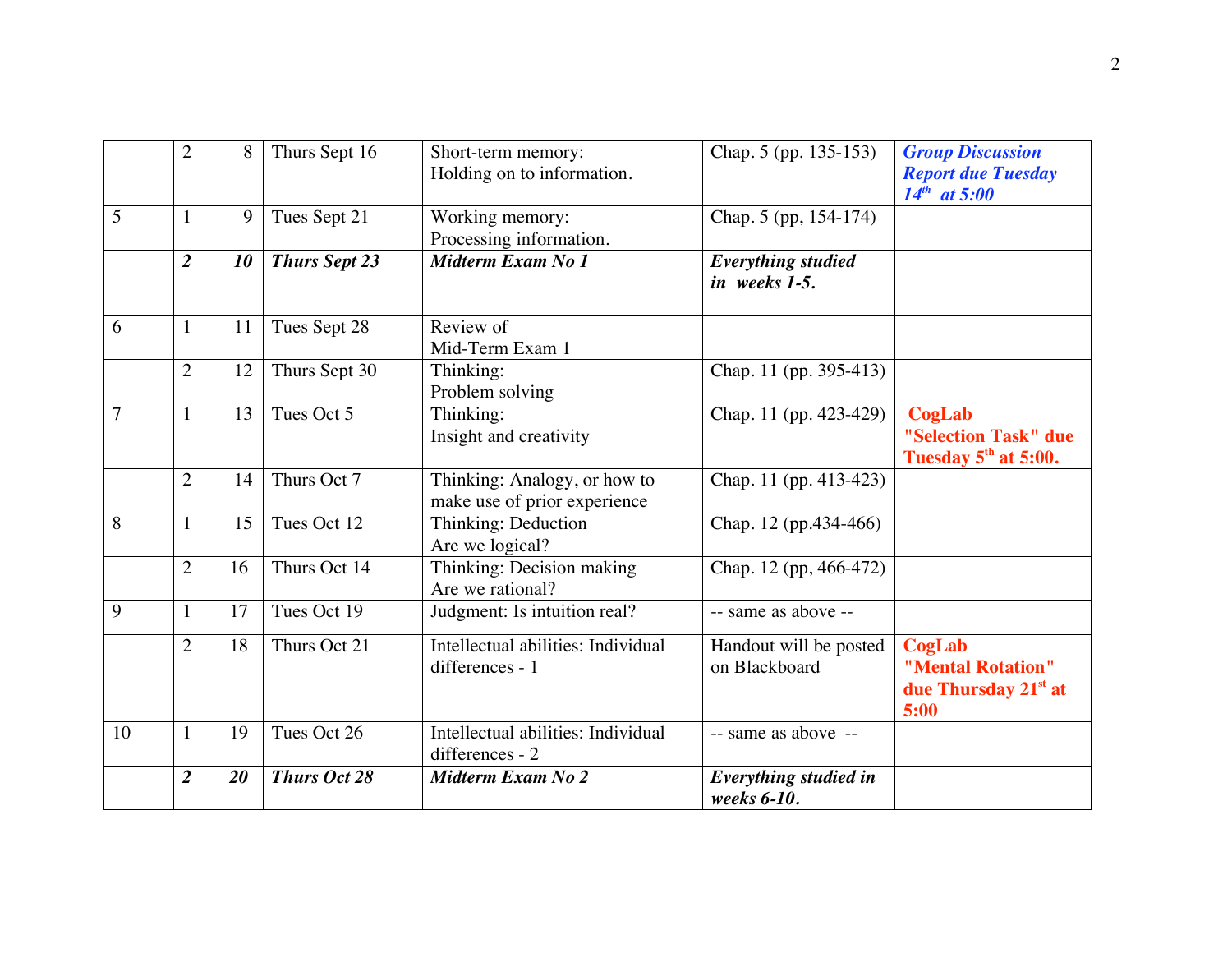| | | | | | | |
|---|---|---|---|---|---|---|
| | 2 | 8 | Thurs Sept 16 | Short-term memory: Holding on to information. | Chap. 5 (pp. 135-153) | ***Group Discussion Report due Tuesday 14th at 5:00*** |
| 5 | 1 | 9 | Tues Sept 21 | Working memory: Processing information. | Chap. 5 (pp, 154-174) | |
| | ***2*** | ***10*** | ***Thurs Sept 23*** | ***Midterm Exam No 1*** | ***Everything studied in weeks 1-5.*** | |
| 6 | 1 | 11 | Tues Sept 28 | Review of Mid-Term Exam 1 | | |
| | 2 | 12 | Thurs Sept 30 | Thinking: Problem solving | Chap. 11 (pp. 395-413) | |
| 7 | 1 | 13 | Tues Oct 5 | Thinking: Insight and creativity | Chap. 11 (pp. 423-429) | **CogLab "Selection Task" due Tuesday 5th at 5:00.** |
| | 2 | 14 | Thurs Oct 7 | Thinking: Analogy, or how to make use of prior experience | Chap. 11 (pp. 413-423) | |
| 8 | 1 | 15 | Tues Oct 12 | Thinking: Deduction Are we logical? | Chap. 12 (pp.434-466) | |
| | 2 | 16 | Thurs Oct 14 | Thinking: Decision making Are we rational? | Chap. 12 (pp, 466-472) | |
| 9 | 1 | 17 | Tues Oct 19 | Judgment: Is intuition real? | -- same as above -- | |
| | 2 | 18 | Thurs Oct 21 | Intellectual abilities: Individual differences - 1 | Handout will be posted on Blackboard | **CogLab "Mental Rotation" due Thursday 21st at 5:00** |
| 10 | 1 | 19 | Tues Oct 26 | Intellectual abilities: Individual differences - 2 | -- same as above -- | |
| | ***2*** | ***20*** | ***Thurs Oct 28*** | ***Midterm Exam No 2*** | ***Everything studied in weeks 6-10.*** | |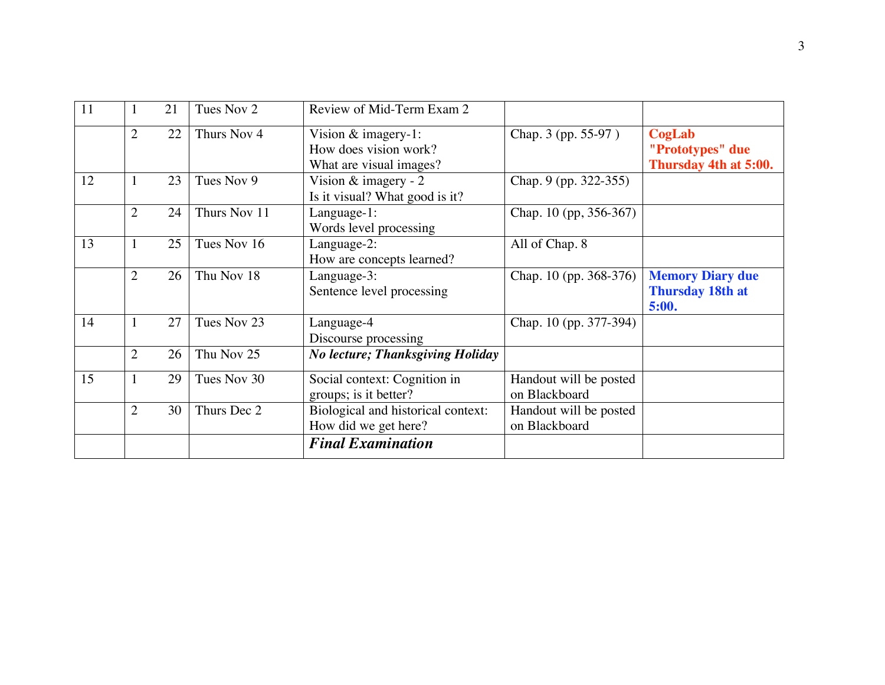| | | | | | | |
|---|---|---|---|---|---|---|
| 11 | 1 | 21 | Tues Nov 2 | Review of Mid-Term Exam 2 | | |
| | 2 | 22 | Thurs Nov 4 | Vision & imagery-1:<br>How does vision work?<br>What are visual images? | Chap. 3 (pp. 55-97 ) | **CogLab "Prototypes" due Thursday 4th at 5:00.** |
| 12 | 1 | 23 | Tues Nov 9 | Vision & imagery - 2<br>Is it visual? What good is it? | Chap. 9 (pp. 322-355) | |
| | 2 | 24 | Thurs Nov 11 | Language-1:<br>Words level processing | Chap. 10 (pp, 356-367) | |
| 13 | 1 | 25 | Tues Nov 16 | Language-2:<br>How are concepts learned? | All of Chap. 8 | |
| | 2 | 26 | Thu Nov 18 | Language-3:<br>Sentence level processing | Chap. 10 (pp. 368-376) | **Memory Diary due Thursday 18th at 5:00.** |
| 14 | 1 | 27 | Tues Nov 23 | Language-4<br>Discourse processing | Chap. 10 (pp. 377-394) | |
| | 2 | 26 | Thu Nov 25 | ***No lecture; Thanksgiving Holiday*** | | |
| 15 | 1 | 29 | Tues Nov 30 | Social context: Cognition in groups; is it better? | Handout will be posted on Blackboard | |
| | 2 | 30 | Thurs Dec 2 | Biological and historical context: How did we get here? | Handout will be posted on Blackboard | |
| | | | | ***Final Examination*** | | |